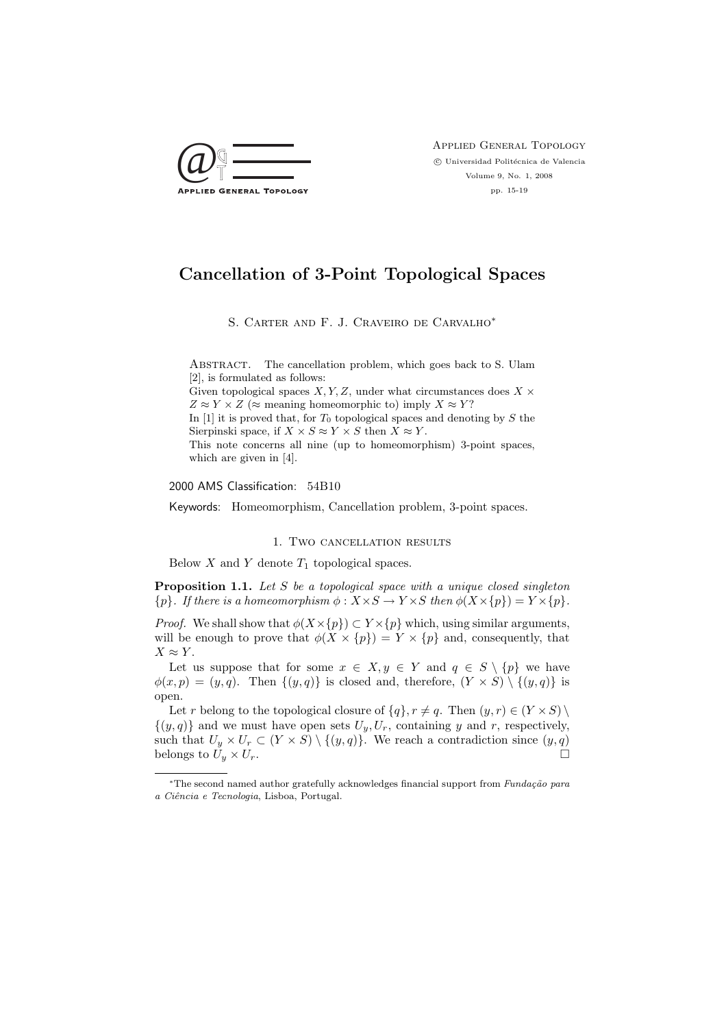# Cancellation of 3-Point Topological Spaces

S. Carter and F. J. Craveiro de Carvalho*

Abstract. The cancellation problem, which goes back to S. Ulam [2], is formulated as follows:
Given topological spaces $X, Y, Z$, under what circumstances does $X \times Z \approx Y \times Z$ ($\approx$ meaning homeomorphic to) imply $X \approx Y$?
In [1] it is proved that, for $T_0$ topological spaces and denoting by $S$ the Sierpinski space, if $X \times S \approx Y \times S$ then $X \approx Y$.
This note concerns all nine (up to homeomorphism) 3-point spaces, which are given in [4].

2000 AMS Classification: 54B10

Keywords: Homeomorphism, Cancellation problem, 3-point spaces.

## 1. Two cancellation results

Below $X$ and $Y$ denote $T_1$ topological spaces.

**Proposition 1.1.** *Let $S$ be a topological space with a unique closed singleton $\{p\}$. If there is a homeomorphism $\phi : X \times S \to Y \times S$ then $\phi(X \times \{p\}) = Y \times \{p\}$.*

*Proof.* We shall show that $\phi(X \times \{p\}) \subset Y \times \{p\}$ which, using similar arguments, will be enough to prove that $\phi(X \times \{p\}) = Y \times \{p\}$ and, consequently, that $X \approx Y$.

Let us suppose that for some $x \in X, y \in Y$ and $q \in S \setminus \{p\}$ we have $\phi(x,p) = (y,q)$. Then $\{(y,q)\}$ is closed and, therefore, $(Y \times S) \setminus \{(y,q)\}$ is open.

Let $r$ belong to the topological closure of $\{q\}, r \neq q$. Then $(y,r) \in (Y \times S) \setminus \{(y,q)\}$ and we must have open sets $U_y, U_r$, containing $y$ and $r$, respectively, such that $U_y \times U_r \subset (Y \times S) \setminus \{(y,q)\}$. We reach a contradiction since $(y,q)$ belongs to $U_y \times U_r$. $\square$

*The second named author gratefully acknowledges financial support from *Fundação para a Ciência e Tecnologia*, Lisboa, Portugal.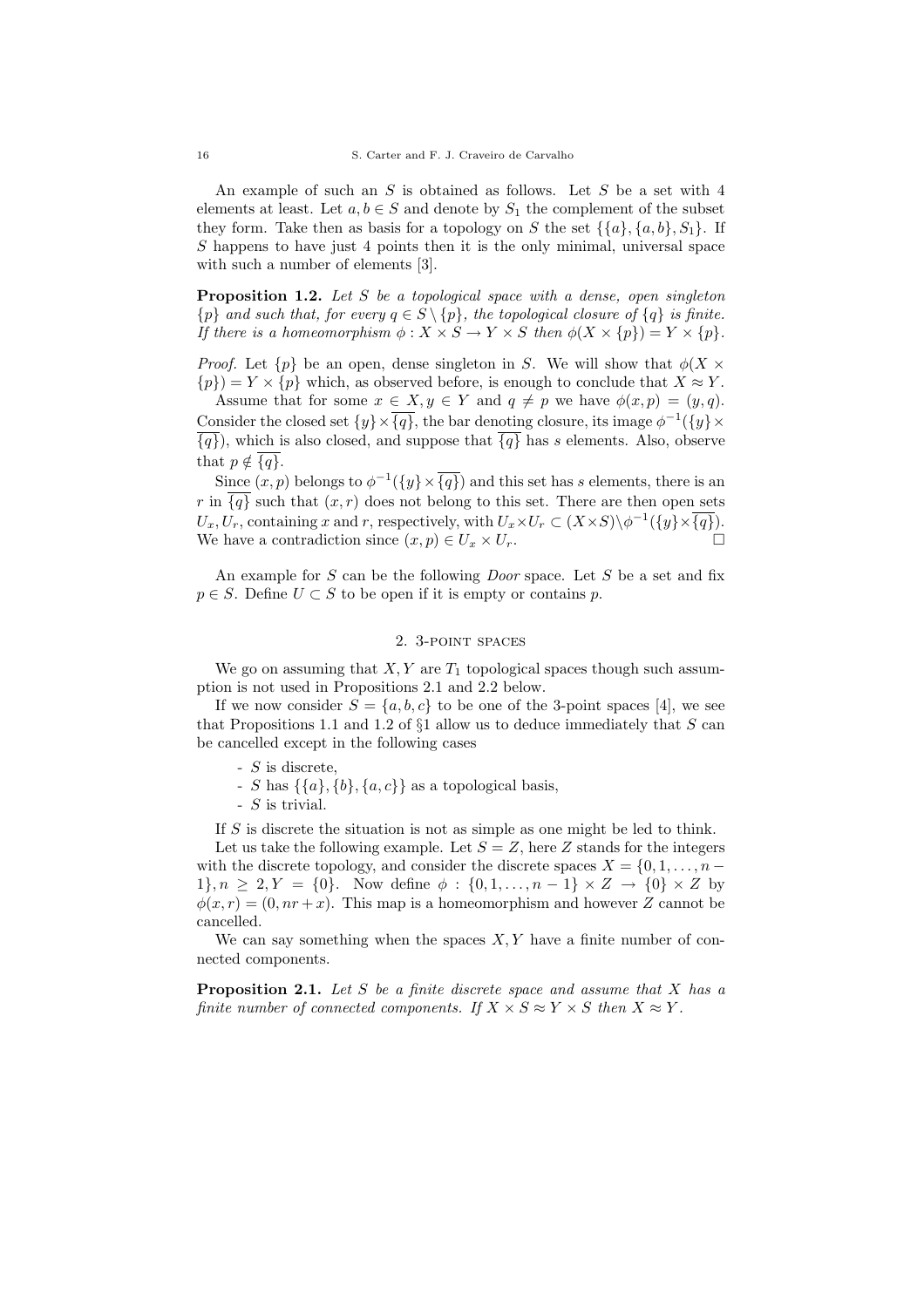An example of such an $S$ is obtained as follows. Let $S$ be a set with 4 elements at least. Let $a, b \in S$ and denote by $S_1$ the complement of the subset they form. Take then as basis for a topology on $S$ the set $\{\{a\}, \{a, b\}, S_1\}$. If $S$ happens to have just 4 points then it is the only minimal, universal space with such a number of elements [3].

**Proposition 1.2.** *Let $S$ be a topological space with a dense, open singleton $\{p\}$ and such that, for every $q \in S \setminus \{p\}$, the topological closure of $\{q\}$ is finite. If there is a homeomorphism $\phi : X \times S \to Y \times S$ then $\phi(X \times \{p\}) = Y \times \{p\}$.*

*Proof.* Let $\{p\}$ be an open, dense singleton in $S$. We will show that $\phi(X \times \{p\}) = Y \times \{p\}$ which, as observed before, is enough to conclude that $X \approx Y$.

Assume that for some $x \in X, y \in Y$ and $q \neq p$ we have $\phi(x, p) = (y, q)$. Consider the closed set $\{y\} \times \overline{\{q\}}$, the bar denoting closure, its image $\phi^{-1}(\{y\} \times \overline{\{q\}})$, which is also closed, and suppose that $\overline{\{q\}}$ has $s$ elements. Also, observe that $p \notin \overline{\{q\}}$.

Since $(x, p)$ belongs to $\phi^{-1}(\{y\} \times \overline{\{q\}})$ and this set has $s$ elements, there is an $r$ in $\overline{\{q\}}$ such that $(x, r)$ does not belong to this set. There are then open sets $U_x, U_r$, containing $x$ and $r$, respectively, with $U_x \times U_r \subset (X \times S) \setminus \phi^{-1}(\{y\} \times \overline{\{q\}})$. We have a contradiction since $(x, p) \in U_x \times U_r$. □

An example for $S$ can be the following *Door* space. Let $S$ be a set and fix $p \in S$. Define $U \subset S$ to be open if it is empty or contains $p$.

## 2. 3-point spaces

We go on assuming that $X, Y$ are $T_1$ topological spaces though such assumption is not used in Propositions 2.1 and 2.2 below.

If we now consider $S = \{a, b, c\}$ to be one of the 3-point spaces [4], we see that Propositions 1.1 and 1.2 of §1 allow us to deduce immediately that $S$ can be cancelled except in the following cases

- $S$ is discrete,
- $S$ has $\{\{a\}, \{b\}, \{a, c\}\}$ as a topological basis,
- $S$ is trivial.

If $S$ is discrete the situation is not as simple as one might be led to think.

Let us take the following example. Let $S = Z$, here $Z$ stands for the integers with the discrete topology, and consider the discrete spaces $X = \{0, 1, \ldots, n-1\}, n \geq 2, Y = \{0\}$. Now define $\phi : \{0, 1, \ldots, n-1\} \times Z \to \{0\} \times Z$ by $\phi(x, r) = (0, nr + x)$. This map is a homeomorphism and however $Z$ cannot be cancelled.

We can say something when the spaces $X, Y$ have a finite number of connected components.

**Proposition 2.1.** *Let $S$ be a finite discrete space and assume that $X$ has a finite number of connected components. If $X \times S \approx Y \times S$ then $X \approx Y$.*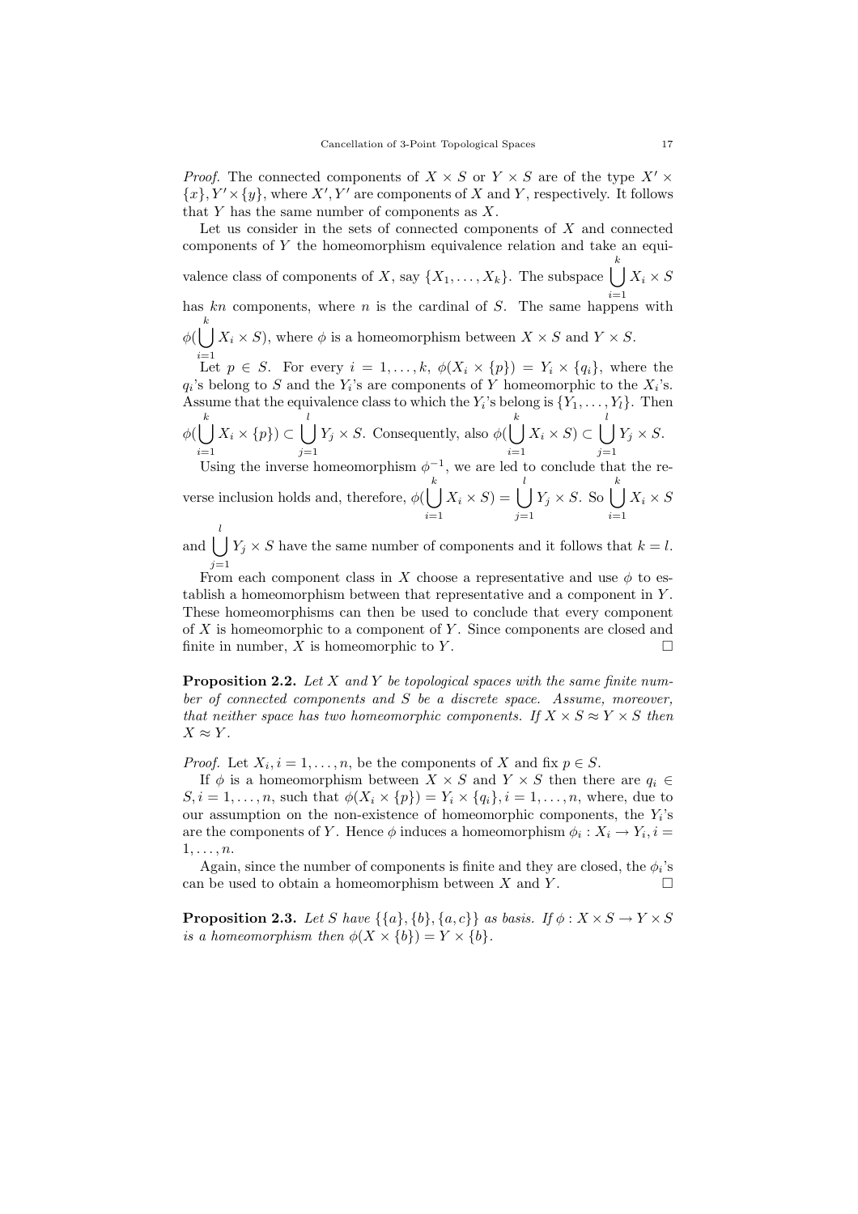*Proof.* The connected components of $X \times S$ or $Y \times S$ are of the type $X' \times \{x\}, Y' \times \{y\}$, where $X', Y'$ are components of $X$ and $Y$, respectively. It follows that $Y$ has the same number of components as $X$.

Let us consider in the sets of connected components of $X$ and connected components of $Y$ the homeomorphism equivalence relation and take an equivalence class of components of $X$, say $\{X_1, \ldots, X_k\}$. The subspace $\bigcup_{i=1}^{k} X_i \times S$ has $kn$ components, where $n$ is the cardinal of $S$. The same happens with $\phi(\bigcup_{i=1}^{k} X_i \times S)$, where $\phi$ is a homeomorphism between $X \times S$ and $Y \times S$.

Let $p \in S$. For every $i = 1, \ldots, k$, $\phi(X_i \times \{p\}) = Y_i \times \{q_i\}$, where the $q_i$'s belong to $S$ and the $Y_i$'s are components of $Y$ homeomorphic to the $X_i$'s. Assume that the equivalence class to which the $Y_i$'s belong is $\{Y_1, \ldots, Y_l\}$. Then $\phi(\bigcup_{i=1}^{k} X_i \times \{p\}) \subset \bigcup_{j=1}^{l} Y_j \times S$. Consequently, also $\phi(\bigcup_{i=1}^{k} X_i \times S) \subset \bigcup_{j=1}^{l} Y_j \times S$.

Using the inverse homeomorphism $\phi^{-1}$, we are led to conclude that the reverse inclusion holds and, therefore, $\phi(\bigcup_{i=1}^{k} X_i \times S) = \bigcup_{j=1}^{l} Y_j \times S$. So $\bigcup_{i=1}^{k} X_i \times S$ and $\bigcup_{j=1}^{l} Y_j \times S$ have the same number of components and it follows that $k = l$.

From each component class in $X$ choose a representative and use $\phi$ to establish a homeomorphism between that representative and a component in $Y$. These homeomorphisms can then be used to conclude that every component of $X$ is homeomorphic to a component of $Y$. Since components are closed and finite in number, $X$ is homeomorphic to $Y$. □

**Proposition 2.2.** *Let $X$ and $Y$ be topological spaces with the same finite number of connected components and $S$ be a discrete space. Assume, moreover, that neither space has two homeomorphic components. If $X \times S \approx Y \times S$ then $X \approx Y$.*

*Proof.* Let $X_i, i = 1, \ldots, n$, be the components of $X$ and fix $p \in S$.

If $\phi$ is a homeomorphism between $X \times S$ and $Y \times S$ then there are $q_i \in S, i = 1, \ldots, n$, such that $\phi(X_i \times \{p\}) = Y_i \times \{q_i\}, i = 1, \ldots, n$, where, due to our assumption on the non-existence of homeomorphic components, the $Y_i$'s are the components of $Y$. Hence $\phi$ induces a homeomorphism $\phi_i : X_i \to Y_i, i = 1, \ldots, n$.

Again, since the number of components is finite and they are closed, the $\phi_i$'s can be used to obtain a homeomorphism between $X$ and $Y$. □

**Proposition 2.3.** *Let $S$ have $\{\{a\}, \{b\}, \{a, c\}\}$ as basis. If $\phi : X \times S \to Y \times S$ is a homeomorphism then $\phi(X \times \{b\}) = Y \times \{b\}$.*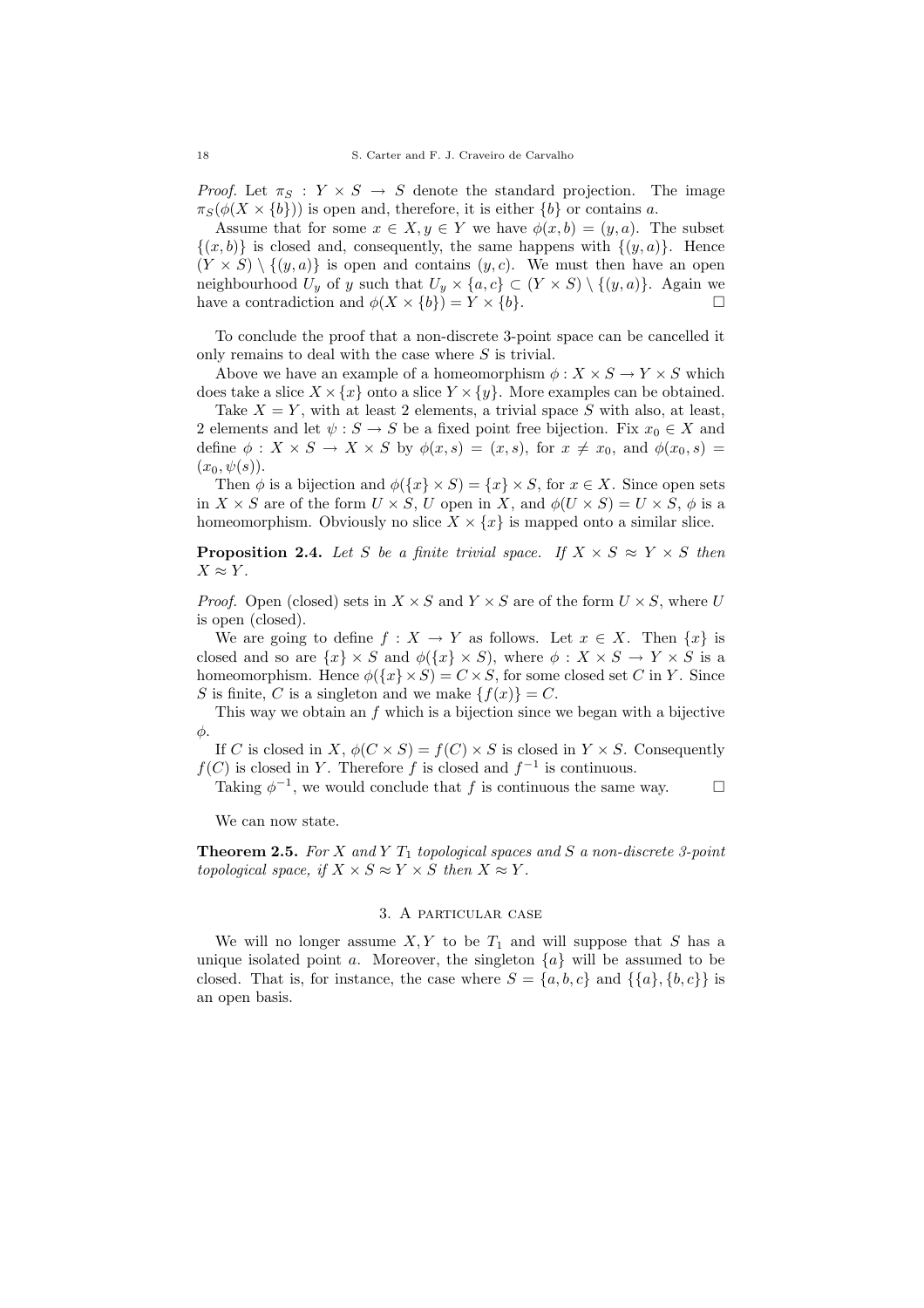*Proof.* Let $\pi_S : Y \times S \to S$ denote the standard projection. The image $\pi_S(\phi(X \times \{b\}))$ is open and, therefore, it is either $\{b\}$ or contains $a$.

Assume that for some $x \in X, y \in Y$ we have $\phi(x, b) = (y, a)$. The subset $\{(x, b)\}$ is closed and, consequently, the same happens with $\{(y, a)\}$. Hence $(Y \times S) \setminus \{(y, a)\}$ is open and contains $(y, c)$. We must then have an open neighbourhood $U_y$ of $y$ such that $U_y \times \{a, c\} \subset (Y \times S) \setminus \{(y, a)\}$. Again we have a contradiction and $\phi(X \times \{b\}) = Y \times \{b\}$. □

To conclude the proof that a non-discrete 3-point space can be cancelled it only remains to deal with the case where $S$ is trivial.

Above we have an example of a homeomorphism $\phi : X \times S \to Y \times S$ which does take a slice $X \times \{x\}$ onto a slice $Y \times \{y\}$. More examples can be obtained.

Take $X = Y$, with at least 2 elements, a trivial space $S$ with also, at least, 2 elements and let $\psi : S \to S$ be a fixed point free bijection. Fix $x_0 \in X$ and define $\phi : X \times S \to X \times S$ by $\phi(x, s) = (x, s)$, for $x \neq x_0$, and $\phi(x_0, s) = (x_0, \psi(s))$.

Then $\phi$ is a bijection and $\phi(\{x\} \times S) = \{x\} \times S$, for $x \in X$. Since open sets in $X \times S$ are of the form $U \times S$, $U$ open in $X$, and $\phi(U \times S) = U \times S$, $\phi$ is a homeomorphism. Obviously no slice $X \times \{x\}$ is mapped onto a similar slice.

**Proposition 2.4.** *Let $S$ be a finite trivial space. If $X \times S \approx Y \times S$ then $X \approx Y$.*

*Proof.* Open (closed) sets in $X \times S$ and $Y \times S$ are of the form $U \times S$, where $U$ is open (closed).

We are going to define $f : X \to Y$ as follows. Let $x \in X$. Then $\{x\}$ is closed and so are $\{x\} \times S$ and $\phi(\{x\} \times S)$, where $\phi : X \times S \to Y \times S$ is a homeomorphism. Hence $\phi(\{x\} \times S) = C \times S$, for some closed set $C$ in $Y$. Since $S$ is finite, $C$ is a singleton and we make $\{f(x)\} = C$.

This way we obtain an $f$ which is a bijection since we began with a bijective $\phi$.

If $C$ is closed in $X$, $\phi(C \times S) = f(C) \times S$ is closed in $Y \times S$. Consequently $f(C)$ is closed in $Y$. Therefore $f$ is closed and $f^{-1}$ is continuous.

Taking $\phi^{-1}$, we would conclude that $f$ is continuous the same way. □

We can now state.

**Theorem 2.5.** *For $X$ and $Y$ $T_1$ topological spaces and $S$ a non-discrete 3-point topological space, if $X \times S \approx Y \times S$ then $X \approx Y$.*

## 3. A particular case

We will no longer assume $X, Y$ to be $T_1$ and will suppose that $S$ has a unique isolated point $a$. Moreover, the singleton $\{a\}$ will be assumed to be closed. That is, for instance, the case where $S = \{a, b, c\}$ and $\{\{a\}, \{b, c\}\}$ is an open basis.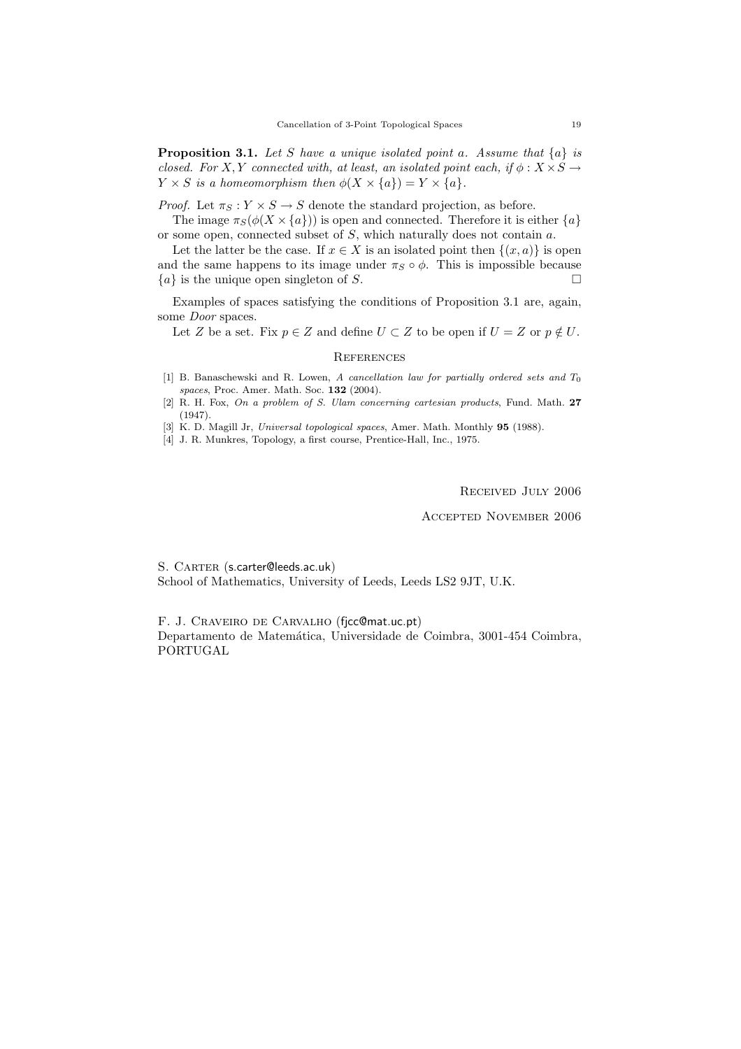**Proposition 3.1.** *Let $S$ have a unique isolated point $a$. Assume that $\{a\}$ is closed. For $X, Y$ connected with, at least, an isolated point each, if $\phi : X \times S \to Y \times S$ is a homeomorphism then $\phi(X \times \{a\}) = Y \times \{a\}$.*

*Proof.* Let $\pi_S : Y \times S \to S$ denote the standard projection, as before.

The image $\pi_S(\phi(X \times \{a\}))$ is open and connected. Therefore it is either $\{a\}$ or some open, connected subset of $S$, which naturally does not contain $a$.

Let the latter be the case. If $x \in X$ is an isolated point then $\{(x, a)\}$ is open and the same happens to its image under $\pi_S \circ \phi$. This is impossible because $\{a\}$ is the unique open singleton of $S$. □

Examples of spaces satisfying the conditions of Proposition 3.1 are, again, some *Door* spaces.

Let $Z$ be a set. Fix $p \in Z$ and define $U \subset Z$ to be open if $U = Z$ or $p \notin U$.

## References

[1] B. Banaschewski and R. Lowen, *A cancellation law for partially ordered sets and $T_0$ spaces*, Proc. Amer. Math. Soc. **132** (2004).

[2] R. H. Fox, *On a problem of S. Ulam concerning cartesian products*, Fund. Math. **27** (1947).

[3] K. D. Magill Jr, *Universal topological spaces*, Amer. Math. Monthly **95** (1988).

[4] J. R. Munkres, Topology, a first course, Prentice-Hall, Inc., 1975.

Received July 2006

Accepted November 2006

S. Carter (s.carter@leeds.ac.uk)
School of Mathematics, University of Leeds, Leeds LS2 9JT, U.K.

F. J. Craveiro de Carvalho (fjcc@mat.uc.pt)
Departamento de Matemática, Universidade de Coimbra, 3001-454 Coimbra, PORTUGAL